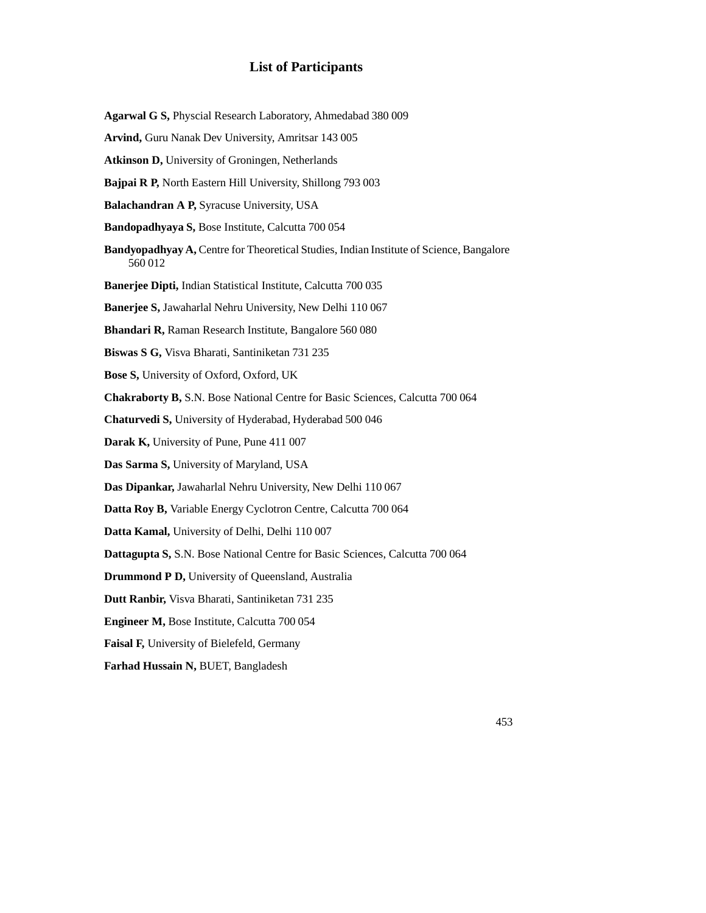# List of Participants

**Agarwal G S,** Physcial Research Laboratory, Ahmedabad 380 009

**Arvind,** Guru Nanak Dev University, Amritsar 143 005

**Atkinson D,** University of Groningen, Netherlands

**Bajpai R P,** North Eastern Hill University, Shillong 793 003

**Balachandran A P,** Syracuse University, USA

**Bandopadhyaya S,** Bose Institute, Calcutta 700 054

**Bandyopadhyay A,** Centre for Theoretical Studies, Indian Institute of Science, Bangalore 560 012

**Banerjee Dipti,** Indian Statistical Institute, Calcutta 700 035

**Banerjee S,** Jawaharlal Nehru University, New Delhi 110 067

**Bhandari R,** Raman Research Institute, Bangalore 560 080

**Biswas S G,** Visva Bharati, Santiniketan 731 235

**Bose S,** University of Oxford, Oxford, UK

**Chakraborty B,** S.N. Bose National Centre for Basic Sciences, Calcutta 700 064

**Chaturvedi S,** University of Hyderabad, Hyderabad 500 046

**Darak K,** University of Pune, Pune 411 007

**Das Sarma S,** University of Maryland, USA

**Das Dipankar,** Jawaharlal Nehru University, New Delhi 110 067

**Datta Roy B,** Variable Energy Cyclotron Centre, Calcutta 700 064

**Datta Kamal,** University of Delhi, Delhi 110 007

**Dattagupta S,** S.N. Bose National Centre for Basic Sciences, Calcutta 700 064

**Drummond P D,** University of Queensland, Australia

**Dutt Ranbir,** Visva Bharati, Santiniketan 731 235

**Engineer M,** Bose Institute, Calcutta 700 054

**Faisal F,** University of Bielefeld, Germany

**Farhad Hussain N,** BUET, Bangladesh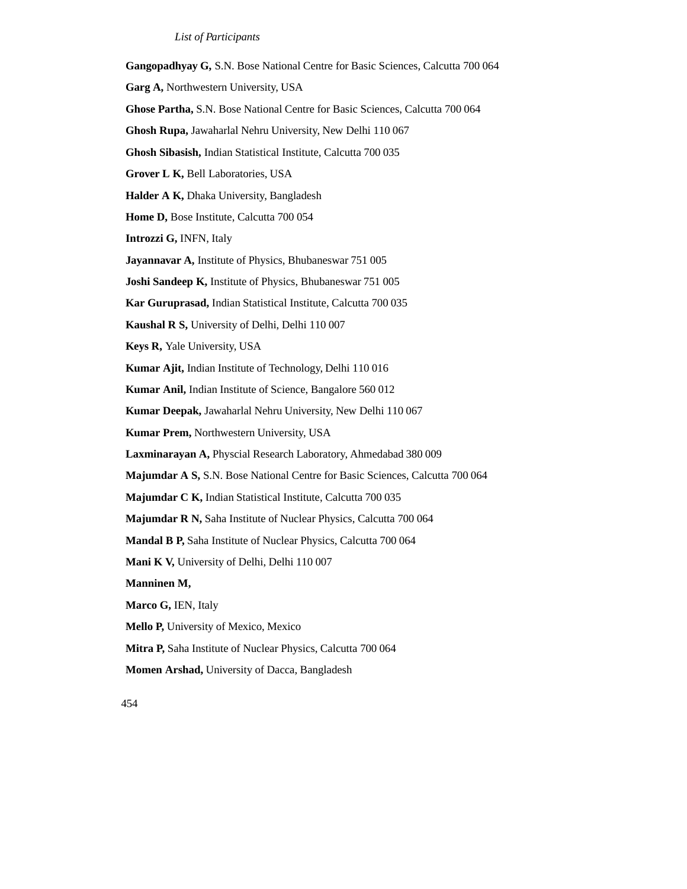**Gangopadhyay G,** S.N. Bose National Centre for Basic Sciences, Calcutta 700 064

**Garg A,** Northwestern University, USA

**Ghose Partha,** S.N. Bose National Centre for Basic Sciences, Calcutta 700 064

**Ghosh Rupa,** Jawaharlal Nehru University, New Delhi 110 067

**Ghosh Sibasish,** Indian Statistical Institute, Calcutta 700 035

**Grover L K,** Bell Laboratories, USA

**Halder A K,** Dhaka University, Bangladesh

**Home D,** Bose Institute, Calcutta 700 054

**Introzzi G,** INFN, Italy

**Jayannavar A,** Institute of Physics, Bhubaneswar 751 005

**Joshi Sandeep K,** Institute of Physics, Bhubaneswar 751 005

**Kar Guruprasad,** Indian Statistical Institute, Calcutta 700 035

**Kaushal R S,** University of Delhi, Delhi 110 007

**Keys R,** Yale University, USA

**Kumar Ajit,** Indian Institute of Technology, Delhi 110 016

**Kumar Anil,** Indian Institute of Science, Bangalore 560 012

**Kumar Deepak,** Jawaharlal Nehru University, New Delhi 110 067

**Kumar Prem,** Northwestern University, USA

**Laxminarayan A,** Physcial Research Laboratory, Ahmedabad 380 009

**Majumdar A S,** S.N. Bose National Centre for Basic Sciences, Calcutta 700 064

**Majumdar C K,** Indian Statistical Institute, Calcutta 700 035

**Majumdar R N,** Saha Institute of Nuclear Physics, Calcutta 700 064

**Mandal B P,** Saha Institute of Nuclear Physics, Calcutta 700 064

**Mani K V,** University of Delhi, Delhi 110 007

**Manninen M,**

**Marco G,** IEN, Italy

**Mello P,** University of Mexico, Mexico

**Mitra P,** Saha Institute of Nuclear Physics, Calcutta 700 064

**Momen Arshad,** University of Dacca, Bangladesh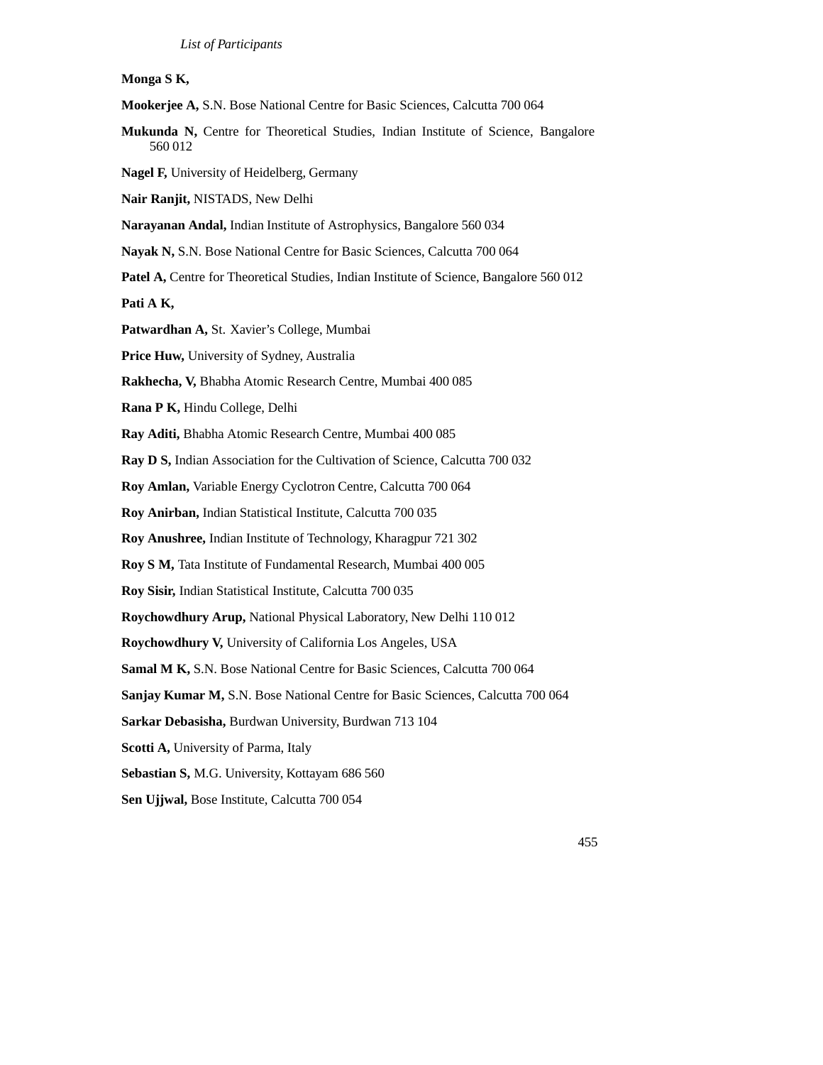**Monga S K,**

**Mookerjee A,** S.N. Bose National Centre for Basic Sciences, Calcutta 700 064

**Mukunda N,** Centre for Theoretical Studies, Indian Institute of Science, Bangalore 560 012

**Nagel F,** University of Heidelberg, Germany

**Nair Ranjit,** NISTADS, New Delhi

**Narayanan Andal,** Indian Institute of Astrophysics, Bangalore 560 034

**Nayak N,** S.N. Bose National Centre for Basic Sciences, Calcutta 700 064

**Patel A,** Centre for Theoretical Studies, Indian Institute of Science, Bangalore 560 012

**Pati A K,**

**Patwardhan A,** St. Xavier's College, Mumbai

**Price Huw,** University of Sydney, Australia

**Rakhecha, V,** Bhabha Atomic Research Centre, Mumbai 400 085

**Rana P K,** Hindu College, Delhi

**Ray Aditi,** Bhabha Atomic Research Centre, Mumbai 400 085

**Ray D S,** Indian Association for the Cultivation of Science, Calcutta 700 032

**Roy Amlan,** Variable Energy Cyclotron Centre, Calcutta 700 064

**Roy Anirban,** Indian Statistical Institute, Calcutta 700 035

**Roy Anushree,** Indian Institute of Technology, Kharagpur 721 302

**Roy S M,** Tata Institute of Fundamental Research, Mumbai 400 005

**Roy Sisir,** Indian Statistical Institute, Calcutta 700 035

**Roychowdhury Arup,** National Physical Laboratory, New Delhi 110 012

**Roychowdhury V,** University of California Los Angeles, USA

**Samal M K,** S.N. Bose National Centre for Basic Sciences, Calcutta 700 064

**Sanjay Kumar M,** S.N. Bose National Centre for Basic Sciences, Calcutta 700 064

**Sarkar Debasisha,** Burdwan University, Burdwan 713 104

**Scotti A,** University of Parma, Italy

**Sebastian S,** M.G. University, Kottayam 686 560

**Sen Ujjwal,** Bose Institute, Calcutta 700 054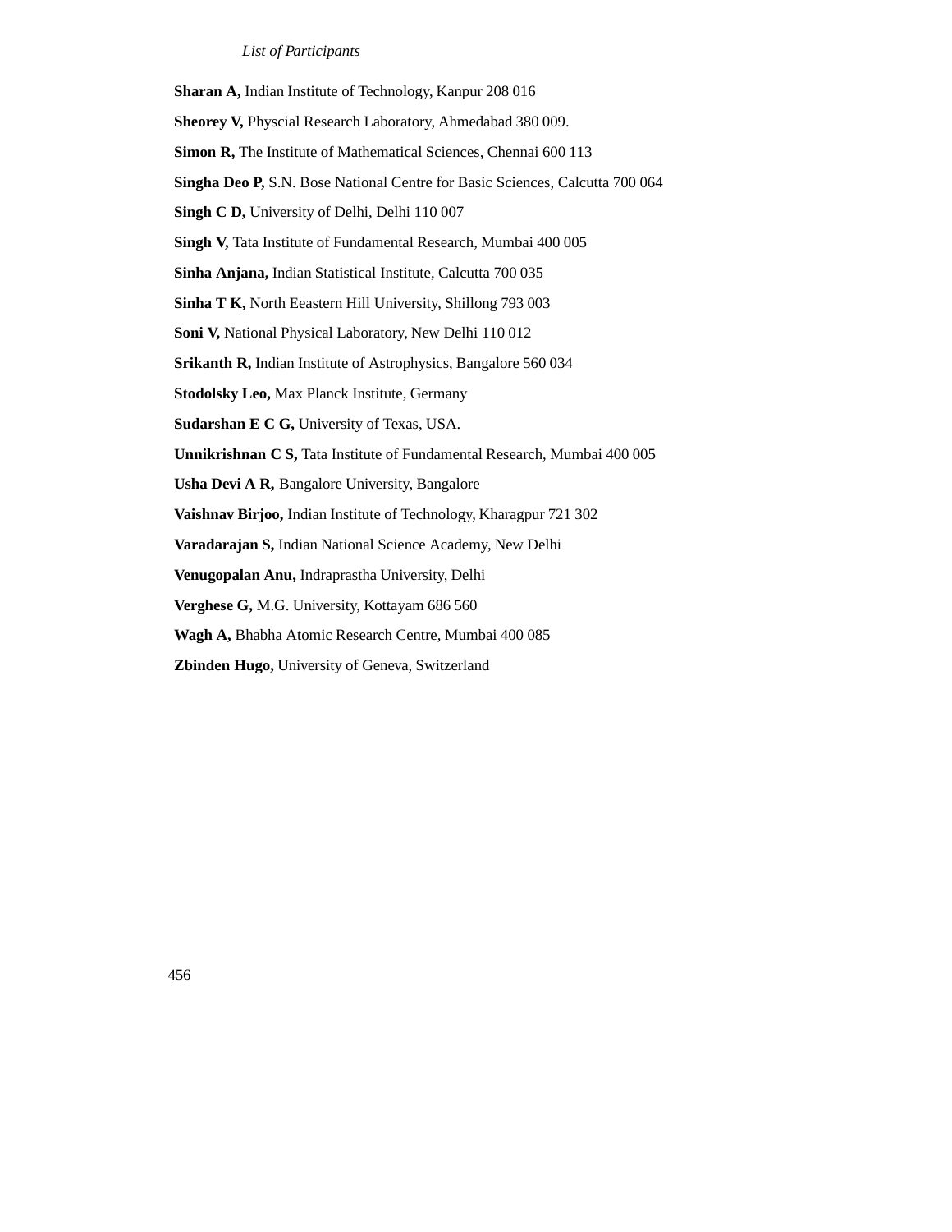**Sharan A,** Indian Institute of Technology, Kanpur 208 016

**Sheorey V,** Physcial Research Laboratory, Ahmedabad 380 009.

**Simon R,** The Institute of Mathematical Sciences, Chennai 600 113

**Singha Deo P,** S.N. Bose National Centre for Basic Sciences, Calcutta 700 064

**Singh C D,** University of Delhi, Delhi 110 007

**Singh V,** Tata Institute of Fundamental Research, Mumbai 400 005

**Sinha Anjana,** Indian Statistical Institute, Calcutta 700 035

**Sinha T K,** North Eeastern Hill University, Shillong 793 003

**Soni V,** National Physical Laboratory, New Delhi 110 012

**Srikanth R,** Indian Institute of Astrophysics, Bangalore 560 034

**Stodolsky Leo,** Max Planck Institute, Germany

**Sudarshan E C G,** University of Texas, USA.

**Unnikrishnan C S,** Tata Institute of Fundamental Research, Mumbai 400 005

**Usha Devi A R,** Bangalore University, Bangalore

**Vaishnav Birjoo,** Indian Institute of Technology, Kharagpur 721 302

**Varadarajan S,** Indian National Science Academy, New Delhi

**Venugopalan Anu,** Indraprastha University, Delhi

**Verghese G,** M.G. University, Kottayam 686 560

**Wagh A,** Bhabha Atomic Research Centre, Mumbai 400 085

**Zbinden Hugo,** University of Geneva, Switzerland